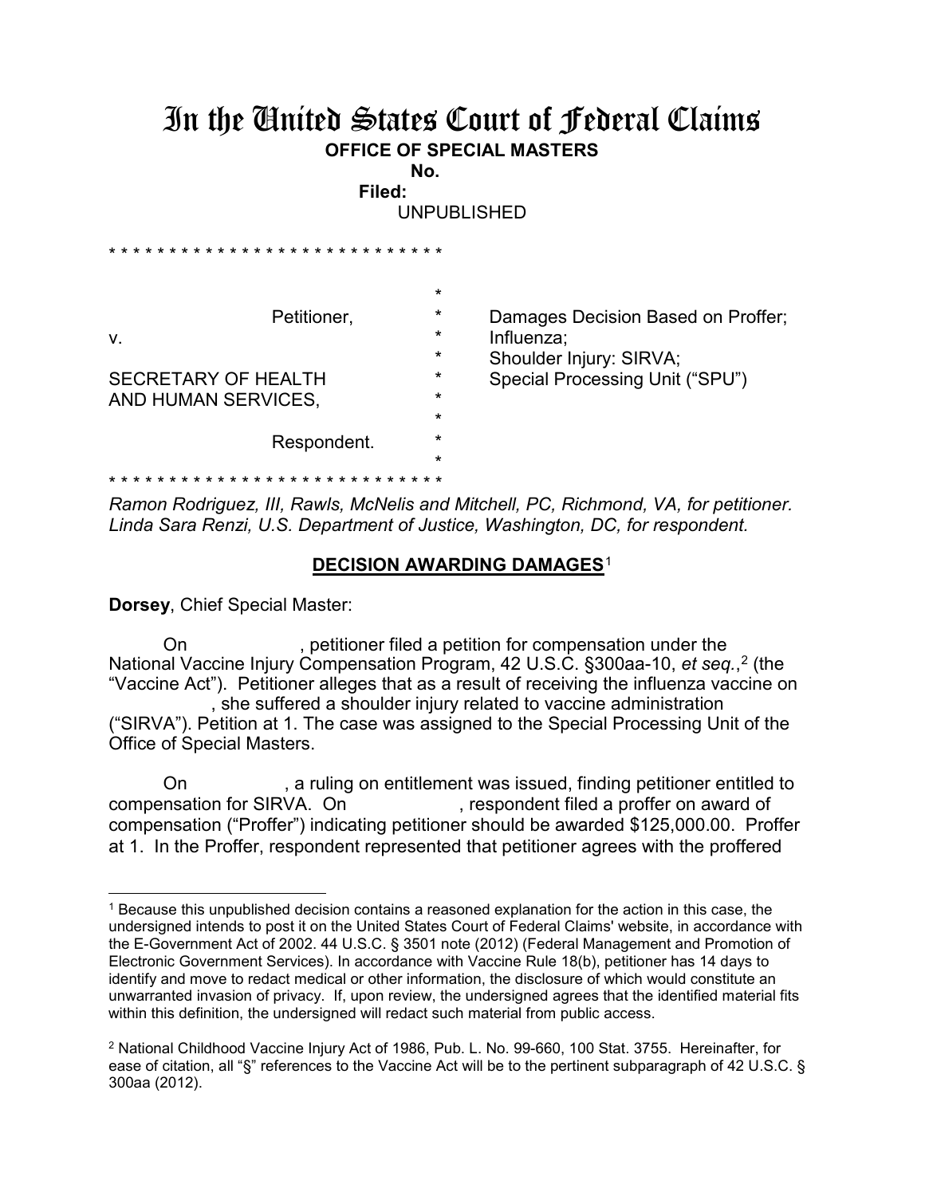# In the United States Court of Federal Claims

**OFFICE OF SPECIAL MASTERS**

**No.**

**Filed:**

UNPUBLISHED

* * * * * * * * * * * * * * * * * * * * * * * * * * * *

| | | |
|---|---|---|
| Petitioner, | * | Damages Decision Based on Proffer; |
| v. | * | Influenza; |
| | * | Shoulder Injury: SIRVA; |
| SECRETARY OF HEALTH AND HUMAN SERVICES, | * | Special Processing Unit ("SPU") |
| Respondent. | * | |

* * * * * * * * * * * * * * * * * * * * * * * * * * * *

*Ramon Rodriguez, III, Rawls, McNelis and Mitchell, PC, Richmond, VA, for petitioner.*
*Linda Sara Renzi, U.S. Department of Justice, Washington, DC, for respondent.*

**DECISION AWARDING DAMAGES**[1]

**Dorsey**, Chief Special Master:

On , petitioner filed a petition for compensation under the National Vaccine Injury Compensation Program, 42 U.S.C. §300aa-10, *et seq.*,[2] (the "Vaccine Act"). Petitioner alleges that as a result of receiving the influenza vaccine on , she suffered a shoulder injury related to vaccine administration ("SIRVA"). Petition at 1. The case was assigned to the Special Processing Unit of the Office of Special Masters.

On , a ruling on entitlement was issued, finding petitioner entitled to compensation for SIRVA. On , respondent filed a proffer on award of compensation ("Proffer") indicating petitioner should be awarded $125,000.00. Proffer at 1. In the Proffer, respondent represented that petitioner agrees with the proffered

---

[1] Because this unpublished decision contains a reasoned explanation for the action in this case, the undersigned intends to post it on the United States Court of Federal Claims' website, in accordance with the E-Government Act of 2002. 44 U.S.C. § 3501 note (2012) (Federal Management and Promotion of Electronic Government Services). In accordance with Vaccine Rule 18(b), petitioner has 14 days to identify and move to redact medical or other information, the disclosure of which would constitute an unwarranted invasion of privacy. If, upon review, the undersigned agrees that the identified material fits within this definition, the undersigned will redact such material from public access.

[2] National Childhood Vaccine Injury Act of 1986, Pub. L. No. 99-660, 100 Stat. 3755. Hereinafter, for ease of citation, all "§" references to the Vaccine Act will be to the pertinent subparagraph of 42 U.S.C. § 300aa (2012).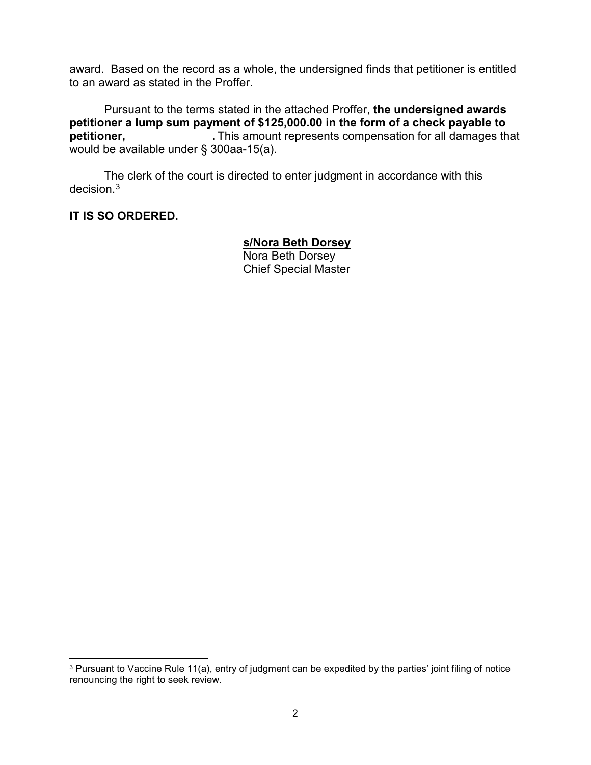award. Based on the record as a whole, the undersigned finds that petitioner is entitled to an award as stated in the Proffer.

Pursuant to the terms stated in the attached Proffer, **the undersigned awards petitioner a lump sum payment of $125,000.00 in the form of a check payable to petitioner, .** This amount represents compensation for all damages that would be available under § 300aa-15(a).

The clerk of the court is directed to enter judgment in accordance with this decision.[3]

**IT IS SO ORDERED.**

**s/Nora Beth Dorsey**
Nora Beth Dorsey
Chief Special Master

[3] Pursuant to Vaccine Rule 11(a), entry of judgment can be expedited by the parties' joint filing of notice renouncing the right to seek review.